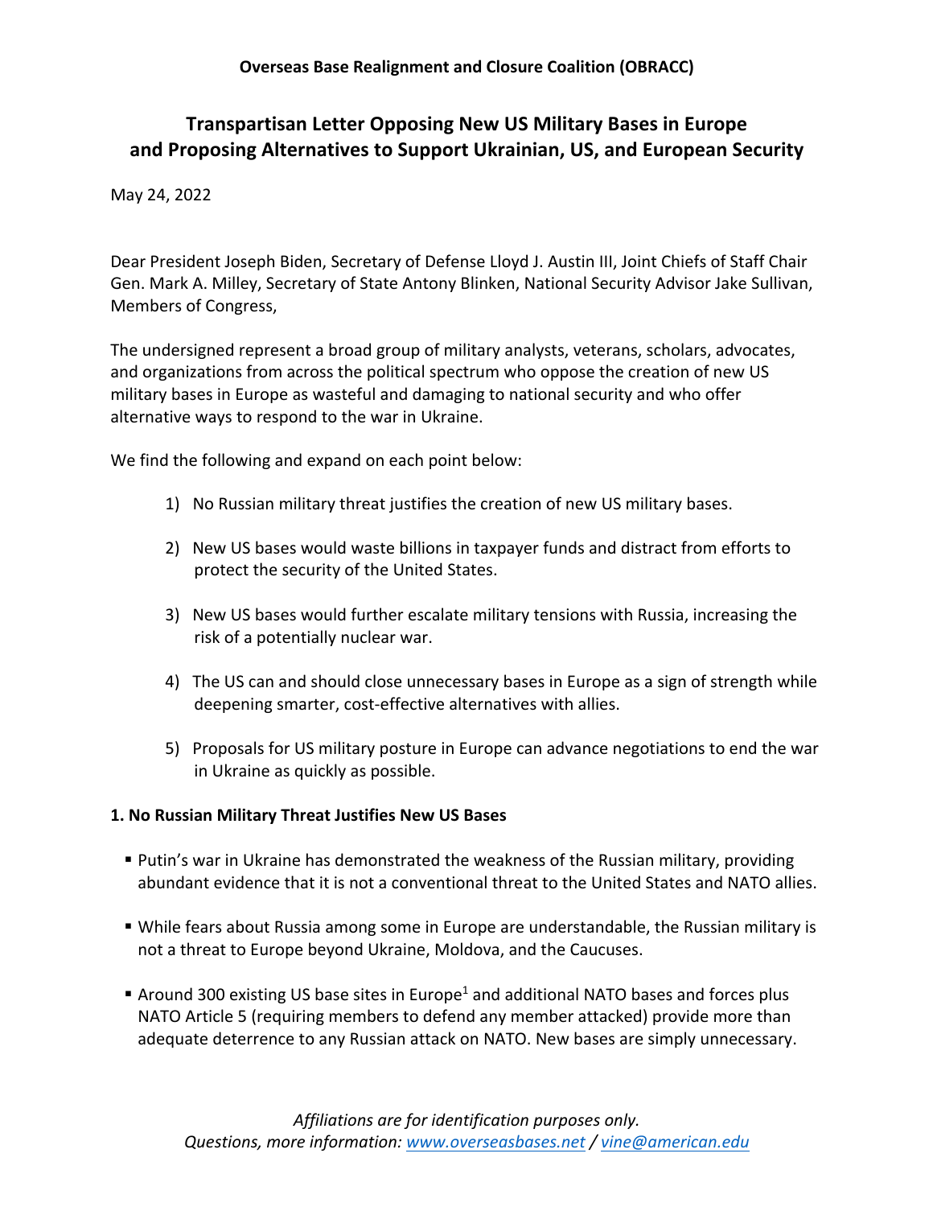**Overseas Base Realignment and Closure Coalition (OBRACC)**

# Transpartisan Letter Opposing New US Military Bases in Europe and Proposing Alternatives to Support Ukrainian, US, and European Security

May 24, 2022

Dear President Joseph Biden, Secretary of Defense Lloyd J. Austin III, Joint Chiefs of Staff Chair Gen. Mark A. Milley, Secretary of State Antony Blinken, National Security Advisor Jake Sullivan, Members of Congress,

The undersigned represent a broad group of military analysts, veterans, scholars, advocates, and organizations from across the political spectrum who oppose the creation of new US military bases in Europe as wasteful and damaging to national security and who offer alternative ways to respond to the war in Ukraine.

We find the following and expand on each point below:

1) No Russian military threat justifies the creation of new US military bases.
2) New US bases would waste billions in taxpayer funds and distract from efforts to protect the security of the United States.
3) New US bases would further escalate military tensions with Russia, increasing the risk of a potentially nuclear war.
4) The US can and should close unnecessary bases in Europe as a sign of strength while deepening smarter, cost-effective alternatives with allies.
5) Proposals for US military posture in Europe can advance negotiations to end the war in Ukraine as quickly as possible.

## 1. No Russian Military Threat Justifies New US Bases

- Putin's war in Ukraine has demonstrated the weakness of the Russian military, providing abundant evidence that it is not a conventional threat to the United States and NATO allies.
- While fears about Russia among some in Europe are understandable, the Russian military is not a threat to Europe beyond Ukraine, Moldova, and the Caucuses.
- Around 300 existing US base sites in Europe[1] and additional NATO bases and forces plus NATO Article 5 (requiring members to defend any member attacked) provide more than adequate deterrence to any Russian attack on NATO. New bases are simply unnecessary.

*Affiliations are for identification purposes only.*
*Questions, more information: [www.overseasbases.net](http://www.overseasbases.net) / [vine@american.edu](mailto:vine@american.edu)*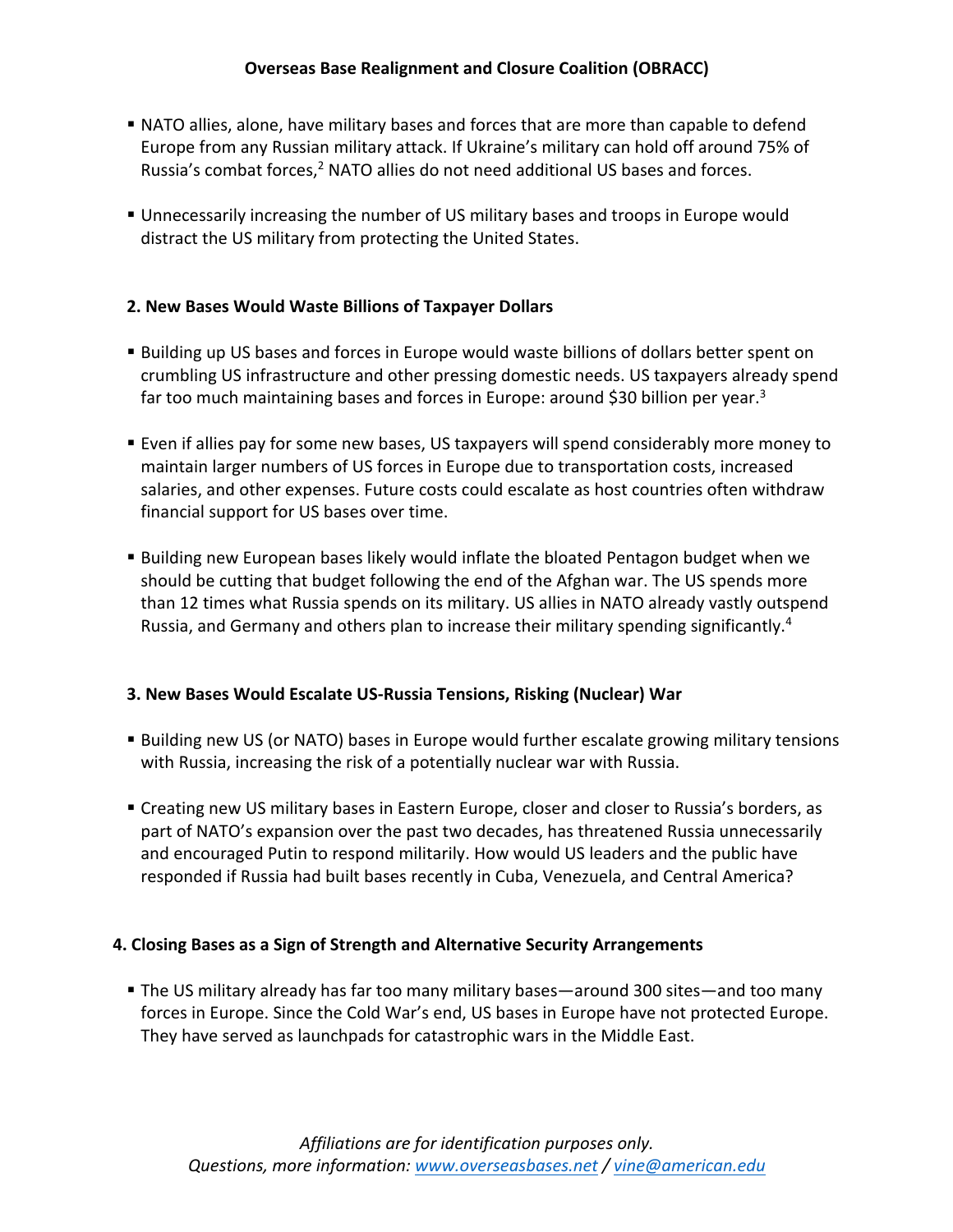- NATO allies, alone, have military bases and forces that are more than capable to defend Europe from any Russian military attack. If Ukraine's military can hold off around 75% of Russia's combat forces,[2] NATO allies do not need additional US bases and forces.

- Unnecessarily increasing the number of US military bases and troops in Europe would distract the US military from protecting the United States.

## 2. New Bases Would Waste Billions of Taxpayer Dollars

- Building up US bases and forces in Europe would waste billions of dollars better spent on crumbling US infrastructure and other pressing domestic needs. US taxpayers already spend far too much maintaining bases and forces in Europe: around $30 billion per year.[3]

- Even if allies pay for some new bases, US taxpayers will spend considerably more money to maintain larger numbers of US forces in Europe due to transportation costs, increased salaries, and other expenses. Future costs could escalate as host countries often withdraw financial support for US bases over time.

- Building new European bases likely would inflate the bloated Pentagon budget when we should be cutting that budget following the end of the Afghan war. The US spends more than 12 times what Russia spends on its military. US allies in NATO already vastly outspend Russia, and Germany and others plan to increase their military spending significantly.[4]

## 3. New Bases Would Escalate US-Russia Tensions, Risking (Nuclear) War

- Building new US (or NATO) bases in Europe would further escalate growing military tensions with Russia, increasing the risk of a potentially nuclear war with Russia.

- Creating new US military bases in Eastern Europe, closer and closer to Russia's borders, as part of NATO's expansion over the past two decades, has threatened Russia unnecessarily and encouraged Putin to respond militarily. How would US leaders and the public have responded if Russia had built bases recently in Cuba, Venezuela, and Central America?

## 4. Closing Bases as a Sign of Strength and Alternative Security Arrangements

- The US military already has far too many military bases—around 300 sites—and too many forces in Europe. Since the Cold War's end, US bases in Europe have not protected Europe. They have served as launchpads for catastrophic wars in the Middle East.

*Affiliations are for identification purposes only.*
*Questions, more information: www.overseasbases.net / vine@american.edu*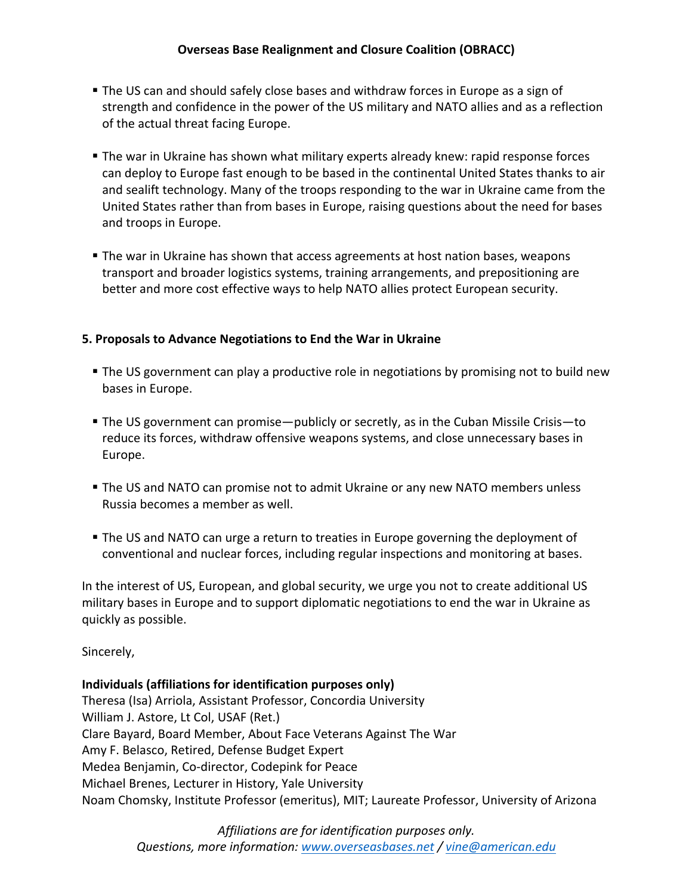- The US can and should safely close bases and withdraw forces in Europe as a sign of strength and confidence in the power of the US military and NATO allies and as a reflection of the actual threat facing Europe.

- The war in Ukraine has shown what military experts already knew: rapid response forces can deploy to Europe fast enough to be based in the continental United States thanks to air and sealift technology. Many of the troops responding to the war in Ukraine came from the United States rather than from bases in Europe, raising questions about the need for bases and troops in Europe.

- The war in Ukraine has shown that access agreements at host nation bases, weapons transport and broader logistics systems, training arrangements, and prepositioning are better and more cost effective ways to help NATO allies protect European security.

**5. Proposals to Advance Negotiations to End the War in Ukraine**

- The US government can play a productive role in negotiations by promising not to build new bases in Europe.

- The US government can promise—publicly or secretly, as in the Cuban Missile Crisis—to reduce its forces, withdraw offensive weapons systems, and close unnecessary bases in Europe.

- The US and NATO can promise not to admit Ukraine or any new NATO members unless Russia becomes a member as well.

- The US and NATO can urge a return to treaties in Europe governing the deployment of conventional and nuclear forces, including regular inspections and monitoring at bases.

In the interest of US, European, and global security, we urge you not to create additional US military bases in Europe and to support diplomatic negotiations to end the war in Ukraine as quickly as possible.

Sincerely,

**Individuals (affiliations for identification purposes only)**
Theresa (Isa) Arriola, Assistant Professor, Concordia University
William J. Astore, Lt Col, USAF (Ret.)
Clare Bayard, Board Member, About Face Veterans Against The War
Amy F. Belasco, Retired, Defense Budget Expert
Medea Benjamin, Co-director, Codepink for Peace
Michael Brenes, Lecturer in History, Yale University
Noam Chomsky, Institute Professor (emeritus), MIT; Laureate Professor, University of Arizona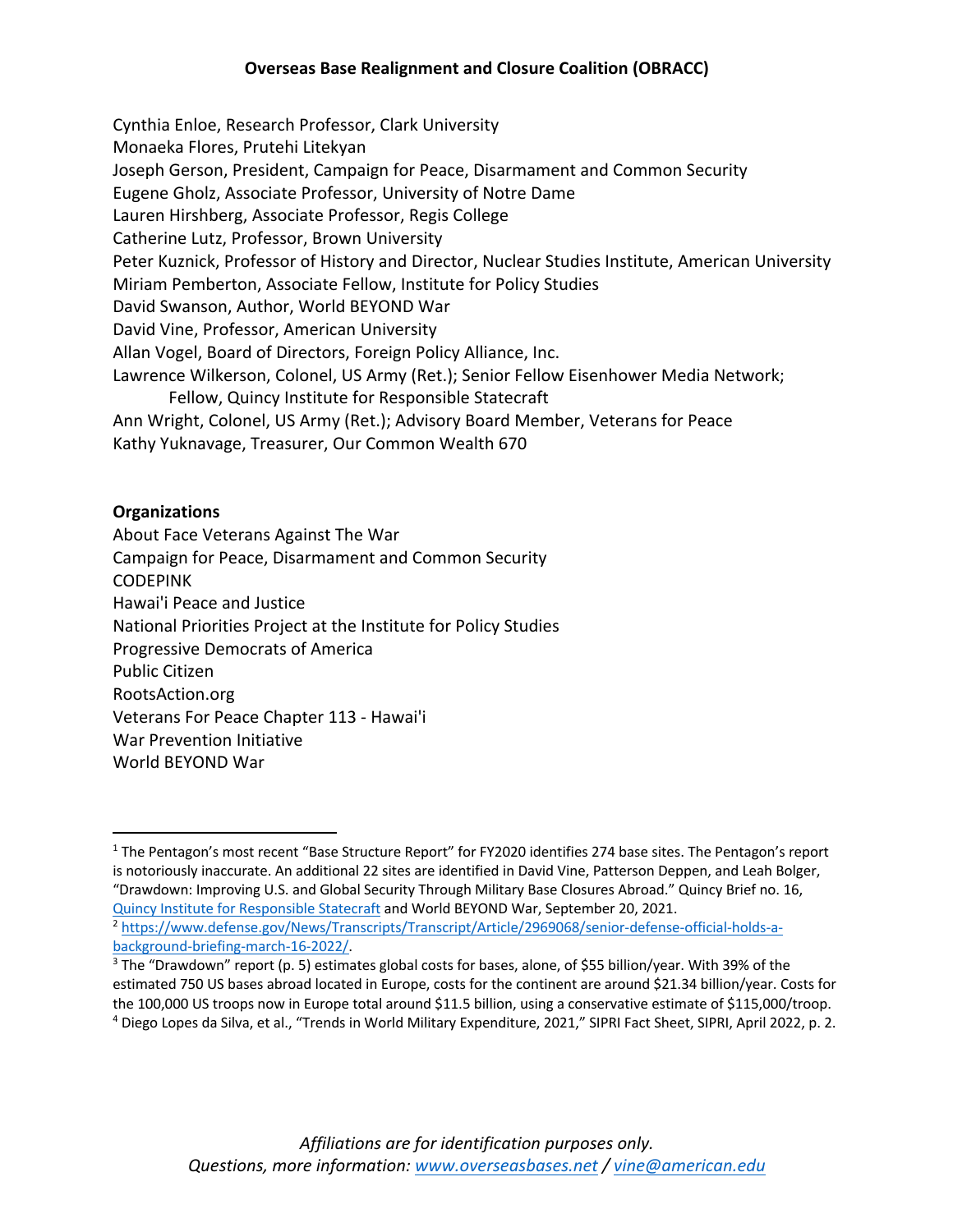Cynthia Enloe, Research Professor, Clark University
Monaeka Flores, Prutehi Litekyan
Joseph Gerson, President, Campaign for Peace, Disarmament and Common Security
Eugene Gholz, Associate Professor, University of Notre Dame
Lauren Hirshberg, Associate Professor, Regis College
Catherine Lutz, Professor, Brown University
Peter Kuznick, Professor of History and Director, Nuclear Studies Institute, American University
Miriam Pemberton, Associate Fellow, Institute for Policy Studies
David Swanson, Author, World BEYOND War
David Vine, Professor, American University
Allan Vogel, Board of Directors, Foreign Policy Alliance, Inc.
Lawrence Wilkerson, Colonel, US Army (Ret.); Senior Fellow Eisenhower Media Network;
Fellow, Quincy Institute for Responsible Statecraft
Ann Wright, Colonel, US Army (Ret.); Advisory Board Member, Veterans for Peace
Kathy Yuknavage, Treasurer, Our Common Wealth 670

**Organizations**

About Face Veterans Against The War
Campaign for Peace, Disarmament and Common Security
CODEPINK
Hawai'i Peace and Justice
National Priorities Project at the Institute for Policy Studies
Progressive Democrats of America
Public Citizen
RootsAction.org
Veterans For Peace Chapter 113 - Hawai'i
War Prevention Initiative
World BEYOND War

---

[1] The Pentagon's most recent "Base Structure Report" for FY2020 identifies 274 base sites. The Pentagon's report is notoriously inaccurate. An additional 22 sites are identified in David Vine, Patterson Deppen, and Leah Bolger, "Drawdown: Improving U.S. and Global Security Through Military Base Closures Abroad." Quincy Brief no. 16, [Quincy Institute for Responsible Statecraft](Quincy Institute for Responsible Statecraft) and World BEYOND War, September 20, 2021.

[2] [https://www.defense.gov/News/Transcripts/Transcript/Article/2969068/senior-defense-official-holds-a-background-briefing-march-16-2022/](https://www.defense.gov/News/Transcripts/Transcript/Article/2969068/senior-defense-official-holds-a-background-briefing-march-16-2022/).

[3] The "Drawdown" report (p. 5) estimates global costs for bases, alone, of $55 billion/year. With 39% of the estimated 750 US bases abroad located in Europe, costs for the continent are around $21.34 billion/year. Costs for the 100,000 US troops now in Europe total around $11.5 billion, using a conservative estimate of $115,000/troop.

[4] Diego Lopes da Silva, et al., "Trends in World Military Expenditure, 2021," SIPRI Fact Sheet, SIPRI, April 2022, p. 2.

*Affiliations are for identification purposes only.*
*Questions, more information: [www.overseasbases.net](www.overseasbases.net) / [vine@american.edu](mailto:vine@american.edu)*